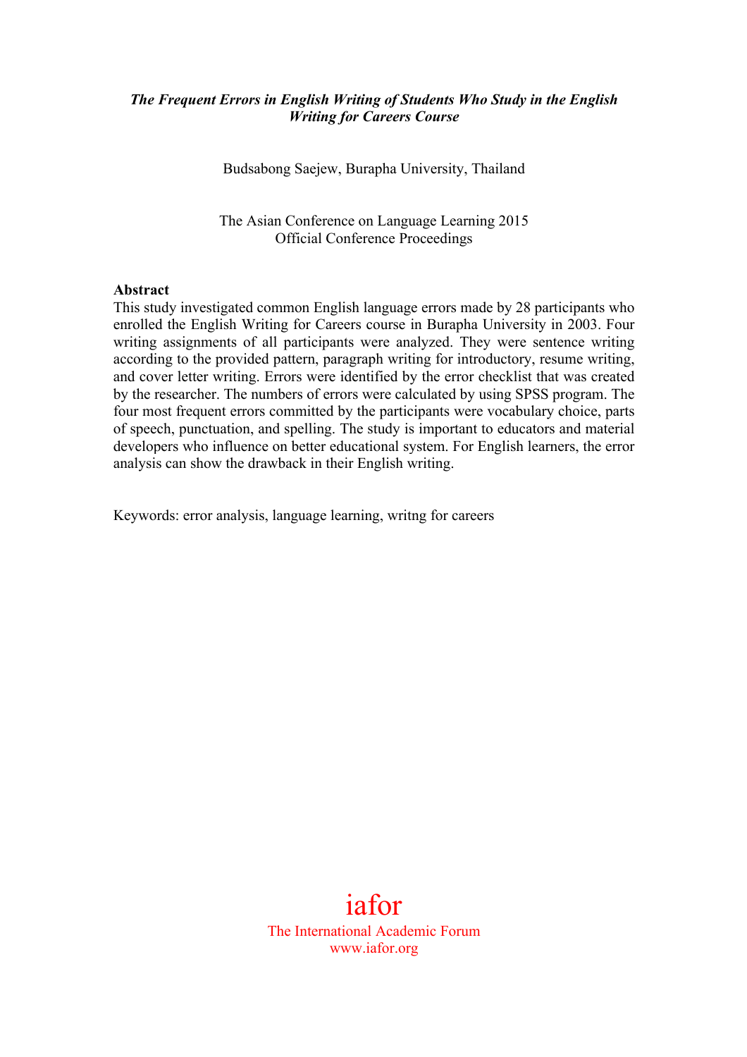***The Frequent Errors in English Writing of Students Who Study in the English Writing for Careers Course***

Budsabong Saejew, Burapha University, Thailand

The Asian Conference on Language Learning 2015
Official Conference Proceedings

**Abstract**

This study investigated common English language errors made by 28 participants who enrolled the English Writing for Careers course in Burapha University in 2003. Four writing assignments of all participants were analyzed. They were sentence writing according to the provided pattern, paragraph writing for introductory, resume writing, and cover letter writing. Errors were identified by the error checklist that was created by the researcher. The numbers of errors were calculated by using SPSS program. The four most frequent errors committed by the participants were vocabulary choice, parts of speech, punctuation, and spelling. The study is important to educators and material developers who influence on better educational system. For English learners, the error analysis can show the drawback in their English writing.

Keywords: error analysis, language learning, writng for careers

iafor
The International Academic Forum
www.iafor.org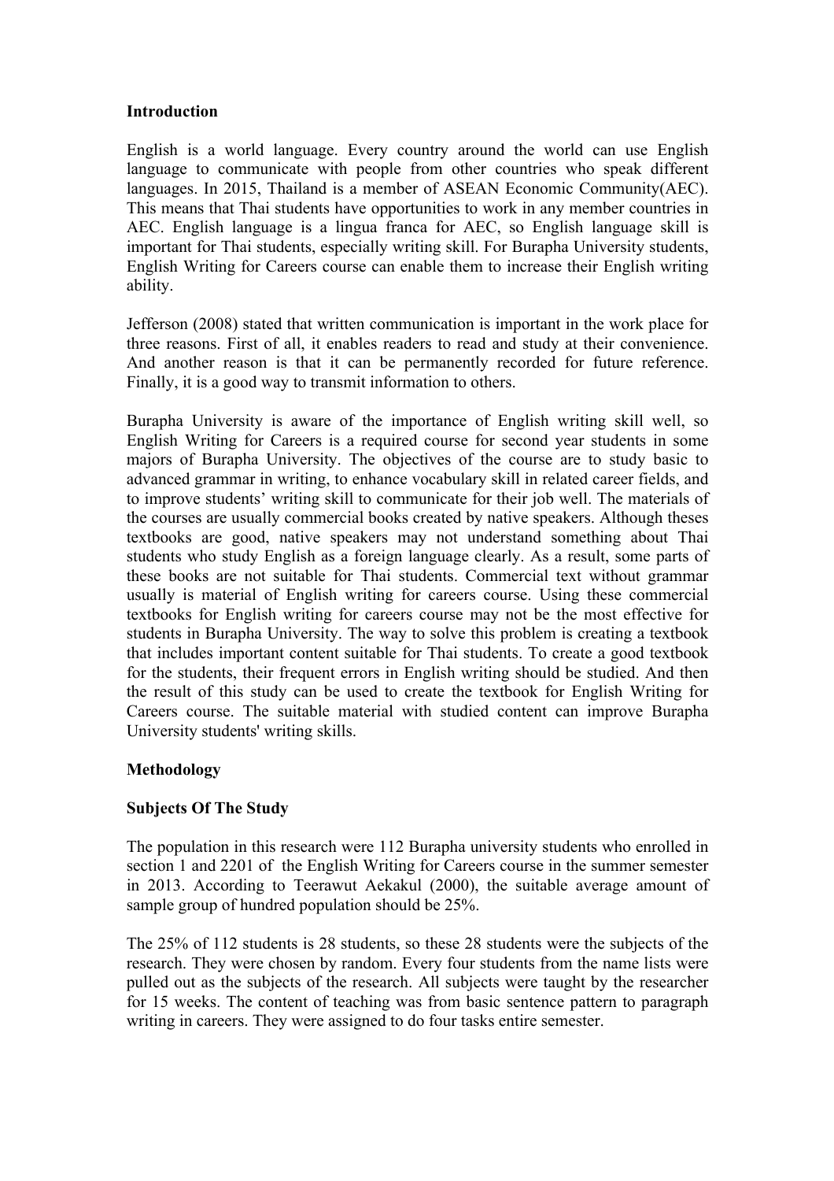## Introduction

English is a world language. Every country around the world can use English language to communicate with people from other countries who speak different languages. In 2015, Thailand is a member of ASEAN Economic Community(AEC). This means that Thai students have opportunities to work in any member countries in AEC. English language is a lingua franca for AEC, so English language skill is important for Thai students, especially writing skill. For Burapha University students, English Writing for Careers course can enable them to increase their English writing ability.

Jefferson (2008) stated that written communication is important in the work place for three reasons. First of all, it enables readers to read and study at their convenience. And another reason is that it can be permanently recorded for future reference. Finally, it is a good way to transmit information to others.

Burapha University is aware of the importance of English writing skill well, so English Writing for Careers is a required course for second year students in some majors of Burapha University. The objectives of the course are to study basic to advanced grammar in writing, to enhance vocabulary skill in related career fields, and to improve students' writing skill to communicate for their job well. The materials of the courses are usually commercial books created by native speakers. Although theses textbooks are good, native speakers may not understand something about Thai students who study English as a foreign language clearly. As a result, some parts of these books are not suitable for Thai students. Commercial text without grammar usually is material of English writing for careers course. Using these commercial textbooks for English writing for careers course may not be the most effective for students in Burapha University. The way to solve this problem is creating a textbook that includes important content suitable for Thai students. To create a good textbook for the students, their frequent errors in English writing should be studied. And then the result of this study can be used to create the textbook for English Writing for Careers course. The suitable material with studied content can improve Burapha University students' writing skills.

## Methodology

### Subjects Of The Study

The population in this research were 112 Burapha university students who enrolled in section 1 and 2201 of the English Writing for Careers course in the summer semester in 2013. According to Teerawut Aekakul (2000), the suitable average amount of sample group of hundred population should be 25%.

The 25% of 112 students is 28 students, so these 28 students were the subjects of the research. They were chosen by random. Every four students from the name lists were pulled out as the subjects of the research. All subjects were taught by the researcher for 15 weeks. The content of teaching was from basic sentence pattern to paragraph writing in careers. They were assigned to do four tasks entire semester.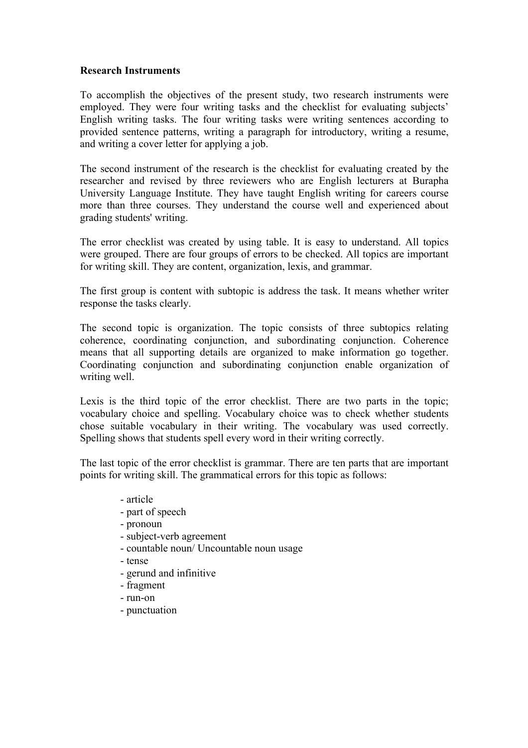**Research Instruments**

To accomplish the objectives of the present study, two research instruments were employed. They were four writing tasks and the checklist for evaluating subjects' English writing tasks. The four writing tasks were writing sentences according to provided sentence patterns, writing a paragraph for introductory, writing a resume, and writing a cover letter for applying a job.

The second instrument of the research is the checklist for evaluating created by the researcher and revised by three reviewers who are English lecturers at Burapha University Language Institute. They have taught English writing for careers course more than three courses. They understand the course well and experienced about grading students' writing.

The error checklist was created by using table. It is easy to understand. All topics were grouped. There are four groups of errors to be checked. All topics are important for writing skill. They are content, organization, lexis, and grammar.

The first group is content with subtopic is address the task. It means whether writer response the tasks clearly.

The second topic is organization. The topic consists of three subtopics relating coherence, coordinating conjunction, and subordinating conjunction. Coherence means that all supporting details are organized to make information go together. Coordinating conjunction and subordinating conjunction enable organization of writing well.

Lexis is the third topic of the error checklist. There are two parts in the topic; vocabulary choice and spelling. Vocabulary choice was to check whether students chose suitable vocabulary in their writing. The vocabulary was used correctly. Spelling shows that students spell every word in their writing correctly.

The last topic of the error checklist is grammar. There are ten parts that are important points for writing skill. The grammatical errors for this topic as follows:

- article
- part of speech
- pronoun
- subject-verb agreement
- countable noun/ Uncountable noun usage
- tense
- gerund and infinitive
- fragment
- run-on
- punctuation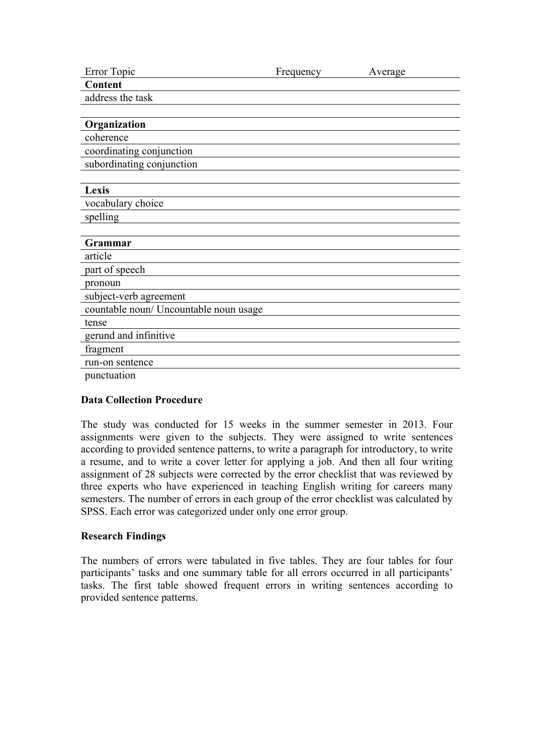| Error Topic | Frequency | Average |
|---|---|---|
| **Content** | | |
| address the task | | |
| | | |
| **Organization** | | |
| coherence | | |
| coordinating conjunction | | |
| subordinating conjunction | | |
| | | |
| **Lexis** | | |
| vocabulary choice | | |
| spelling | | |
| | | |
| **Grammar** | | |
| article | | |
| part of speech | | |
| pronoun | | |
| subject-verb agreement | | |
| countable noun/ Uncountable noun usage | | |
| tense | | |
| gerund and infinitive | | |
| fragment | | |
| run-on sentence | | |
| punctuation | | |

### Data Collection Procedure

The study was conducted for 15 weeks in the summer semester in 2013. Four assignments were given to the subjects. They were assigned to write sentences according to provided sentence patterns, to write a paragraph for introductory, to write a resume, and to write a cover letter for applying a job. And then all four writing assignment of 28 subjects were corrected by the error checklist that was reviewed by three experts who have experienced in teaching English writing for careers many semesters. The number of errors in each group of the error checklist was calculated by SPSS. Each error was categorized under only one error group.

### Research Findings

The numbers of errors were tabulated in five tables. They are four tables for four participants' tasks and one summary table for all errors occurred in all participants' tasks. The first table showed frequent errors in writing sentences according to provided sentence patterns.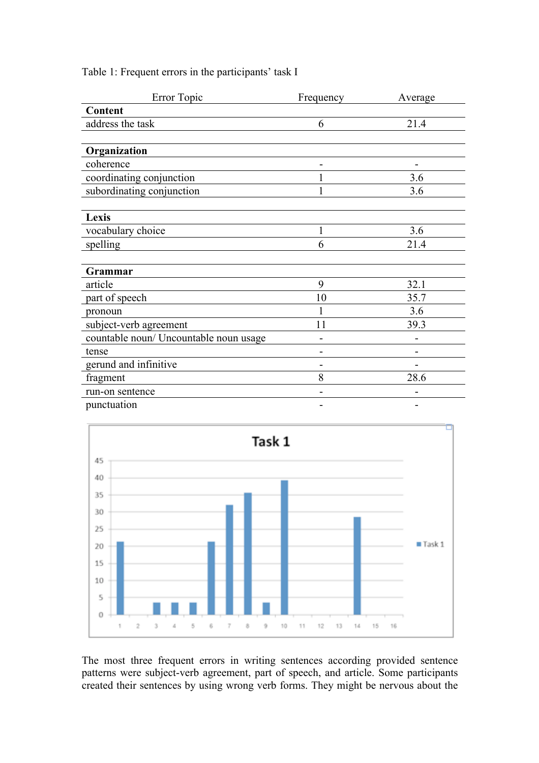Table 1: Frequent errors in the participants' task I

| Error Topic | Frequency | Average |
|---|---|---|
| **Content** | | |
| address the task | 6 | 21.4 |
| | | |
| **Organization** | | |
| coherence | - | - |
| coordinating conjunction | 1 | 3.6 |
| subordinating conjunction | 1 | 3.6 |
| | | |
| **Lexis** | | |
| vocabulary choice | 1 | 3.6 |
| spelling | 6 | 21.4 |
| | | |
| **Grammar** | | |
| article | 9 | 32.1 |
| part of speech | 10 | 35.7 |
| pronoun | 1 | 3.6 |
| subject-verb agreement | 11 | 39.3 |
| countable noun/ Uncountable noun usage | - | - |
| tense | - | - |
| gerund and infinitive | - | - |
| fragment | 8 | 28.6 |
| run-on sentence | - | - |
| punctuation | - | - |

The most three frequent errors in writing sentences according provided sentence patterns were subject-verb agreement, part of speech, and article. Some participants created their sentences by using wrong verb forms. They might be nervous about the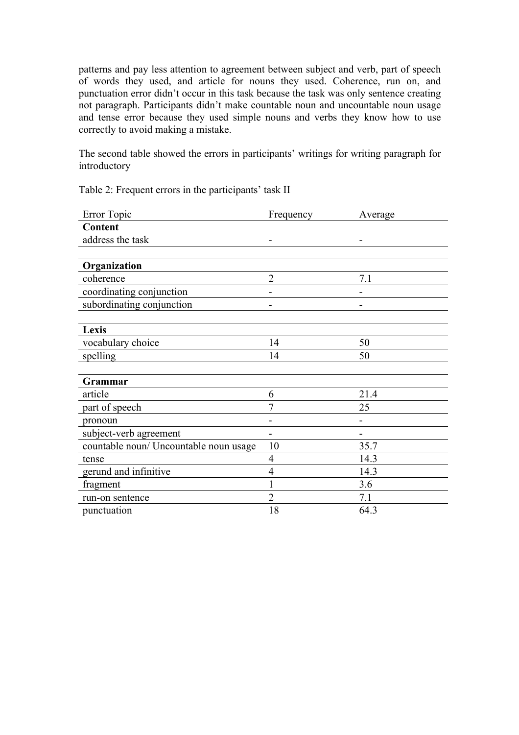patterns and pay less attention to agreement between subject and verb, part of speech of words they used, and article for nouns they used. Coherence, run on, and punctuation error didn't occur in this task because the task was only sentence creating not paragraph. Participants didn't make countable noun and uncountable noun usage and tense error because they used simple nouns and verbs they know how to use correctly to avoid making a mistake.

The second table showed the errors in participants' writings for writing paragraph for introductory

Table 2: Frequent errors in the participants' task II

| Error Topic | Frequency | Average |
|---|---|---|
| **Content** | | |
| address the task | - | - |
| | | |
| **Organization** | | |
| coherence | 2 | 7.1 |
| coordinating conjunction | - | - |
| subordinating conjunction | - | - |
| | | |
| **Lexis** | | |
| vocabulary choice | 14 | 50 |
| spelling | 14 | 50 |
| | | |
| **Grammar** | | |
| article | 6 | 21.4 |
| part of speech | 7 | 25 |
| pronoun | - | - |
| subject-verb agreement | - | - |
| countable noun/ Uncountable noun usage | 10 | 35.7 |
| tense | 4 | 14.3 |
| gerund and infinitive | 4 | 14.3 |
| fragment | 1 | 3.6 |
| run-on sentence | 2 | 7.1 |
| punctuation | 18 | 64.3 |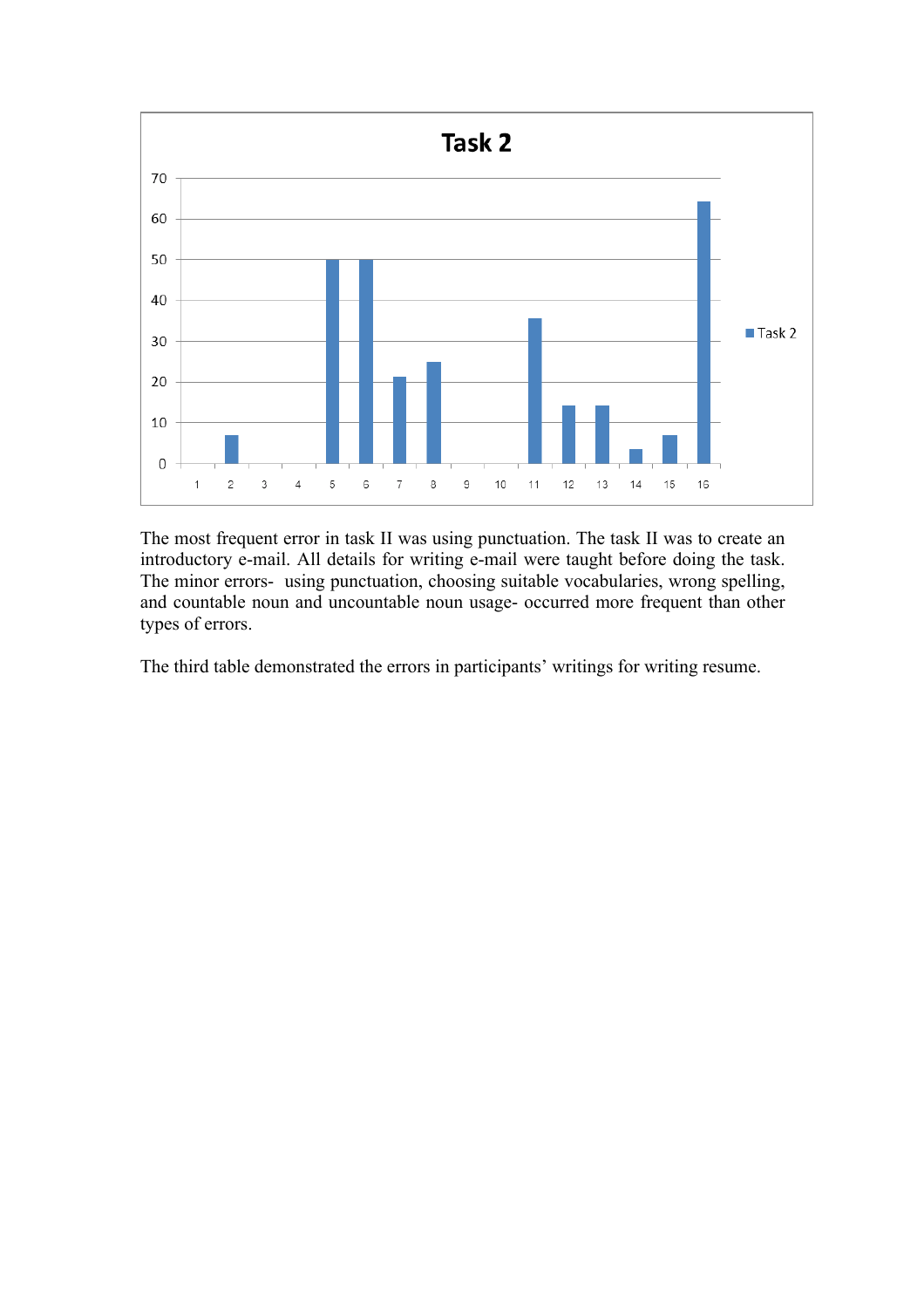The most frequent error in task II was using punctuation. The task II was to create an introductory e-mail. All details for writing e-mail were taught before doing the task. The minor errors- using punctuation, choosing suitable vocabularies, wrong spelling, and countable noun and uncountable noun usage- occurred more frequent than other types of errors.

The third table demonstrated the errors in participants' writings for writing resume.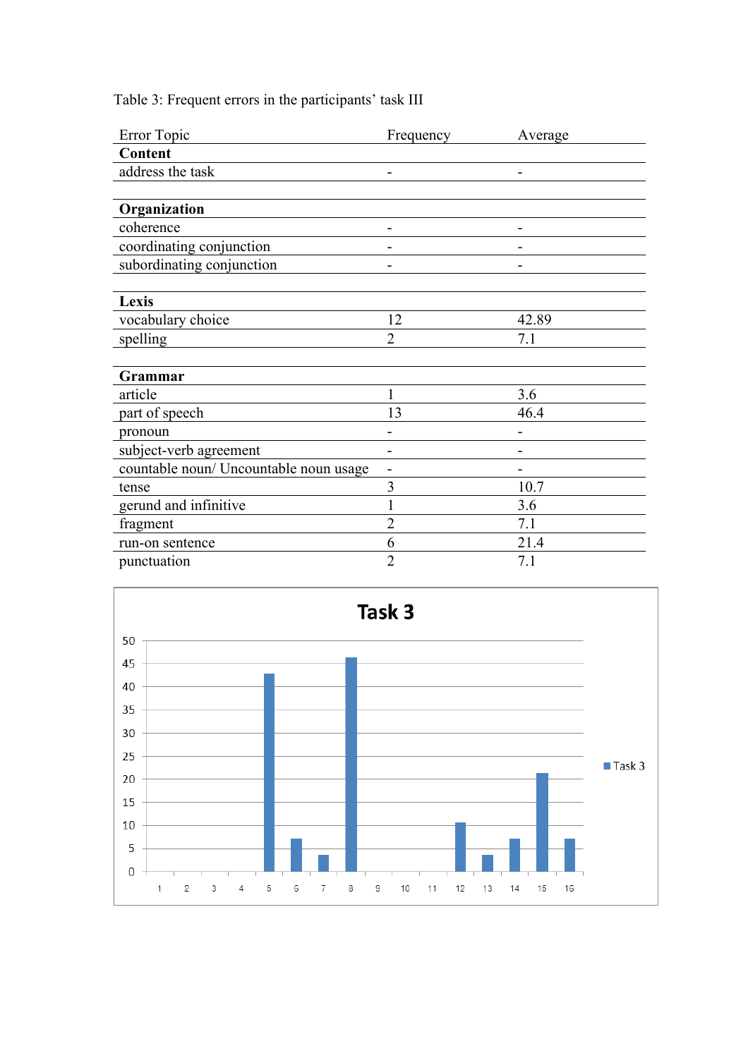Table 3: Frequent errors in the participants' task III

| Error Topic | Frequency | Average |
|---|---|---|
| **Content** | | |
| address the task | - | - |
| | | |
| **Organization** | | |
| coherence | - | - |
| coordinating conjunction | - | - |
| subordinating conjunction | - | - |
| | | |
| **Lexis** | | |
| vocabulary choice | 12 | 42.89 |
| spelling | 2 | 7.1 |
| | | |
| **Grammar** | | |
| article | 1 | 3.6 |
| part of speech | 13 | 46.4 |
| pronoun | - | - |
| subject-verb agreement | - | - |
| countable noun/ Uncountable noun usage | - | - |
| tense | 3 | 10.7 |
| gerund and infinitive | 1 | 3.6 |
| fragment | 2 | 7.1 |
| run-on sentence | 6 | 21.4 |
| punctuation | 2 | 7.1 |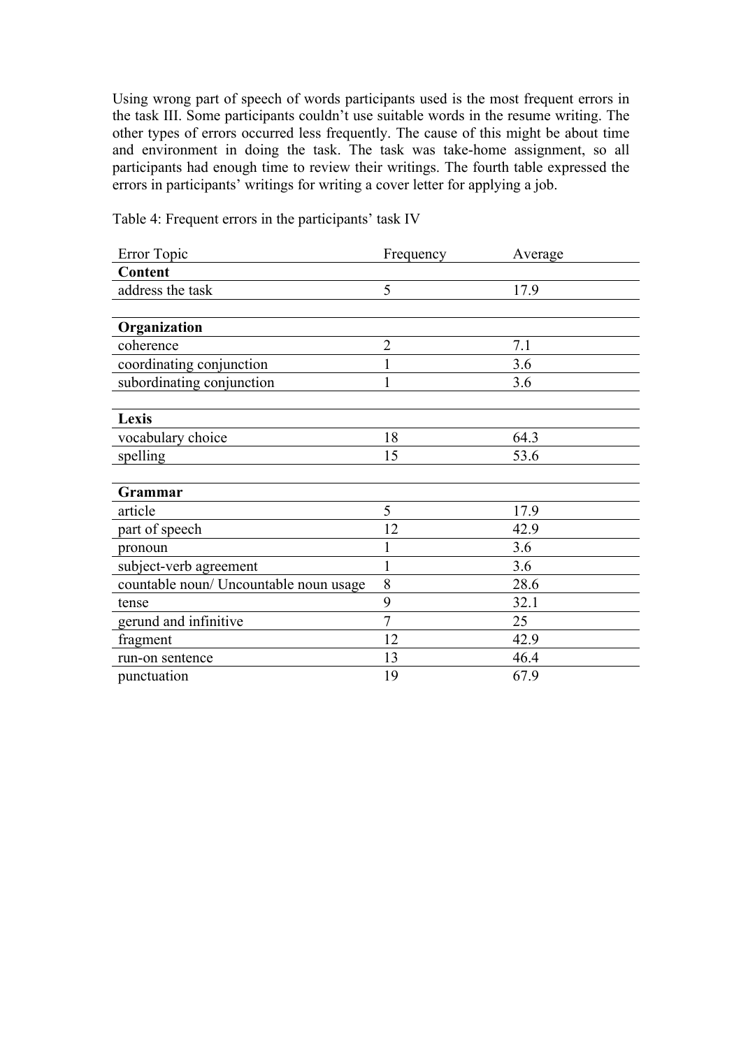Using wrong part of speech of words participants used is the most frequent errors in the task III. Some participants couldn't use suitable words in the resume writing. The other types of errors occurred less frequently. The cause of this might be about time and environment in doing the task. The task was take-home assignment, so all participants had enough time to review their writings. The fourth table expressed the errors in participants' writings for writing a cover letter for applying a job.

Table 4: Frequent errors in the participants' task IV

| Error Topic | Frequency | Average |
|---|---|---|
| **Content** | | |
| address the task | 5 | 17.9 |
| | | |
| **Organization** | | |
| coherence | 2 | 7.1 |
| coordinating conjunction | 1 | 3.6 |
| subordinating conjunction | 1 | 3.6 |
| | | |
| **Lexis** | | |
| vocabulary choice | 18 | 64.3 |
| spelling | 15 | 53.6 |
| | | |
| **Grammar** | | |
| article | 5 | 17.9 |
| part of speech | 12 | 42.9 |
| pronoun | 1 | 3.6 |
| subject-verb agreement | 1 | 3.6 |
| countable noun/ Uncountable noun usage | 8 | 28.6 |
| tense | 9 | 32.1 |
| gerund and infinitive | 7 | 25 |
| fragment | 12 | 42.9 |
| run-on sentence | 13 | 46.4 |
| punctuation | 19 | 67.9 |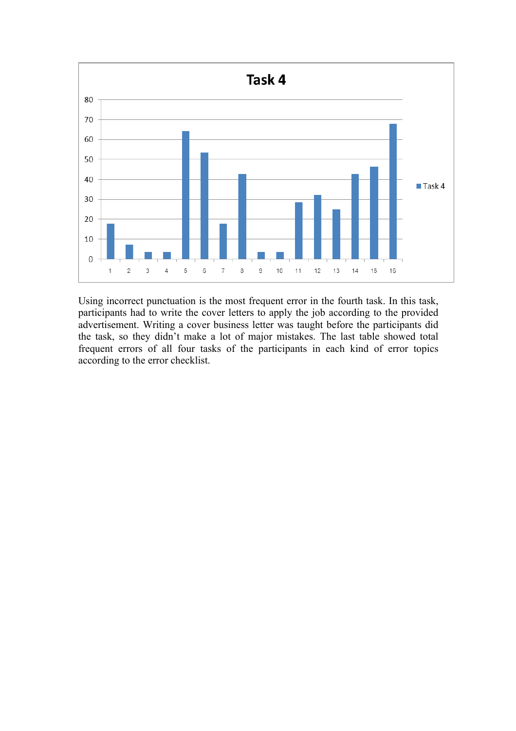Using incorrect punctuation is the most frequent error in the fourth task. In this task, participants had to write the cover letters to apply the job according to the provided advertisement. Writing a cover business letter was taught before the participants did the task, so they didn't make a lot of major mistakes. The last table showed total frequent errors of all four tasks of the participants in each kind of error topics according to the error checklist.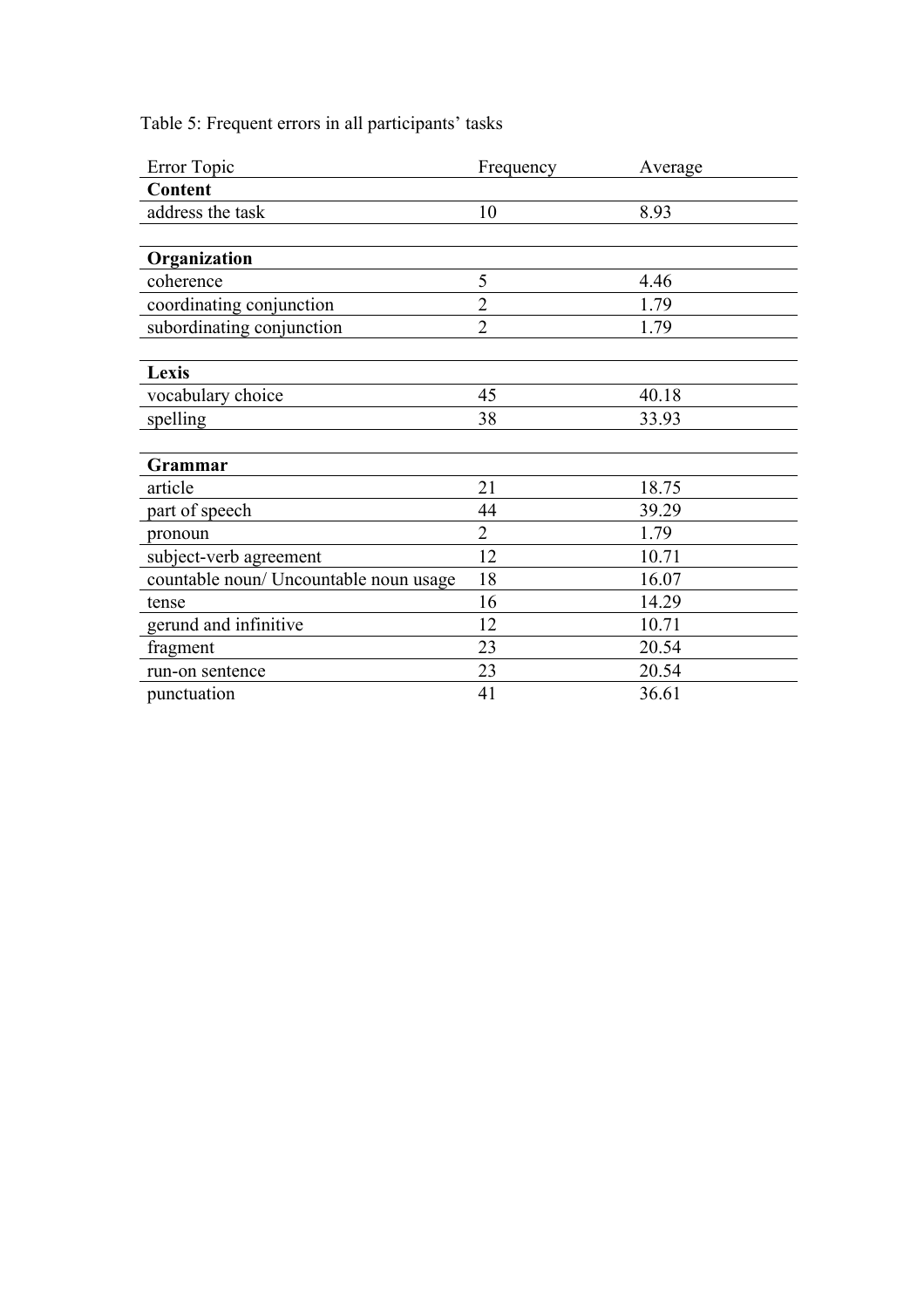Table 5: Frequent errors in all participants' tasks

| Error Topic | Frequency | Average |
|---|---|---|
| **Content** | | |
| address the task | 10 | 8.93 |
| | | |
| **Organization** | | |
| coherence | 5 | 4.46 |
| coordinating conjunction | 2 | 1.79 |
| subordinating conjunction | 2 | 1.79 |
| | | |
| **Lexis** | | |
| vocabulary choice | 45 | 40.18 |
| spelling | 38 | 33.93 |
| | | |
| **Grammar** | | |
| article | 21 | 18.75 |
| part of speech | 44 | 39.29 |
| pronoun | 2 | 1.79 |
| subject-verb agreement | 12 | 10.71 |
| countable noun/ Uncountable noun usage | 18 | 16.07 |
| tense | 16 | 14.29 |
| gerund and infinitive | 12 | 10.71 |
| fragment | 23 | 20.54 |
| run-on sentence | 23 | 20.54 |
| punctuation | 41 | 36.61 |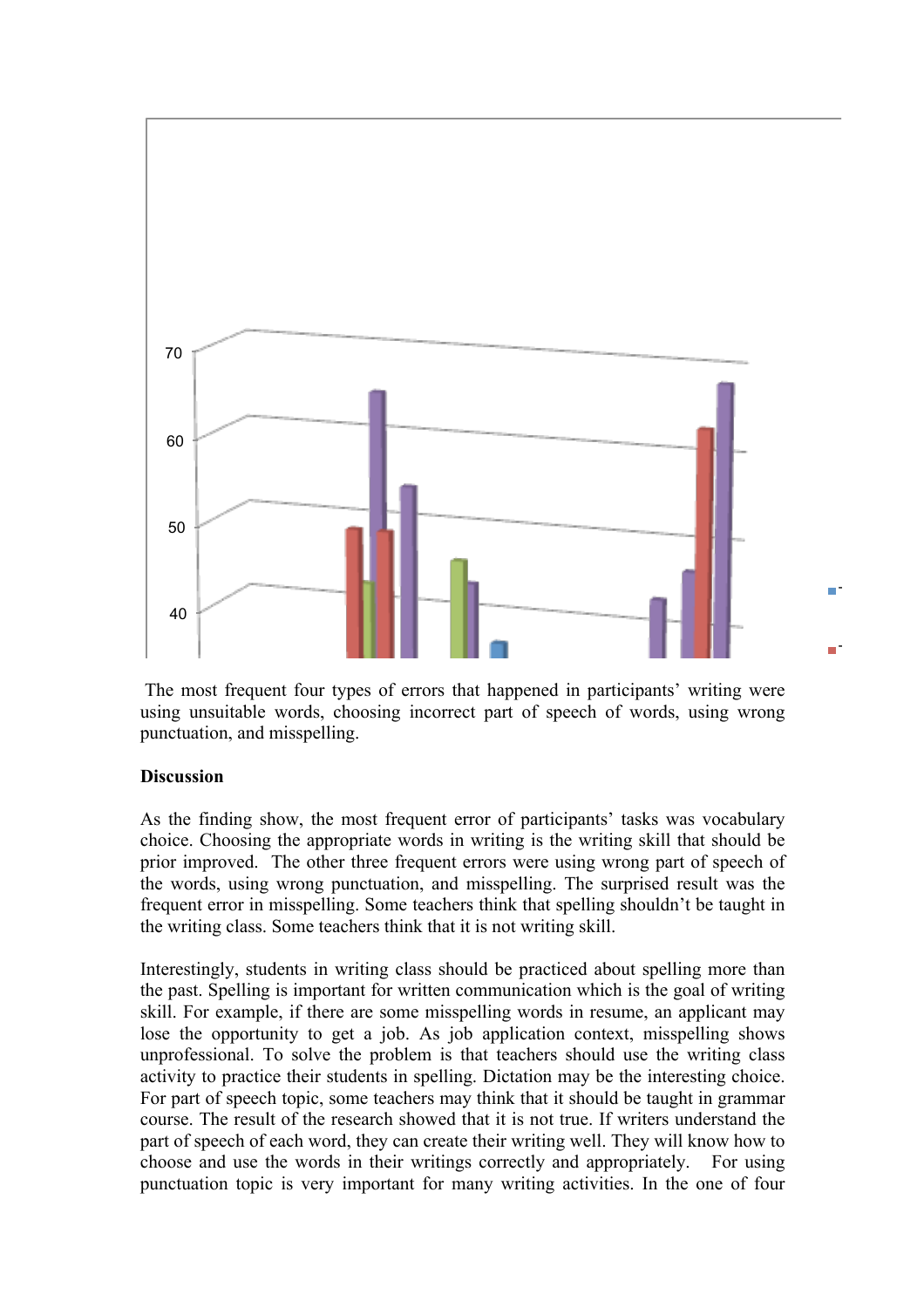The most frequent four types of errors that happened in participants' writing were using unsuitable words, choosing incorrect part of speech of words, using wrong punctuation, and misspelling.

**Discussion**

As the finding show, the most frequent error of participants' tasks was vocabulary choice. Choosing the appropriate words in writing is the writing skill that should be prior improved. The other three frequent errors were using wrong part of speech of the words, using wrong punctuation, and misspelling. The surprised result was the frequent error in misspelling. Some teachers think that spelling shouldn't be taught in the writing class. Some teachers think that it is not writing skill.

Interestingly, students in writing class should be practiced about spelling more than the past. Spelling is important for written communication which is the goal of writing skill. For example, if there are some misspelling words in resume, an applicant may lose the opportunity to get a job. As job application context, misspelling shows unprofessional. To solve the problem is that teachers should use the writing class activity to practice their students in spelling. Dictation may be the interesting choice. For part of speech topic, some teachers may think that it should be taught in grammar course. The result of the research showed that it is not true. If writers understand the part of speech of each word, they can create their writing well. They will know how to choose and use the words in their writings correctly and appropriately. For using punctuation topic is very important for many writing activities. In the one of four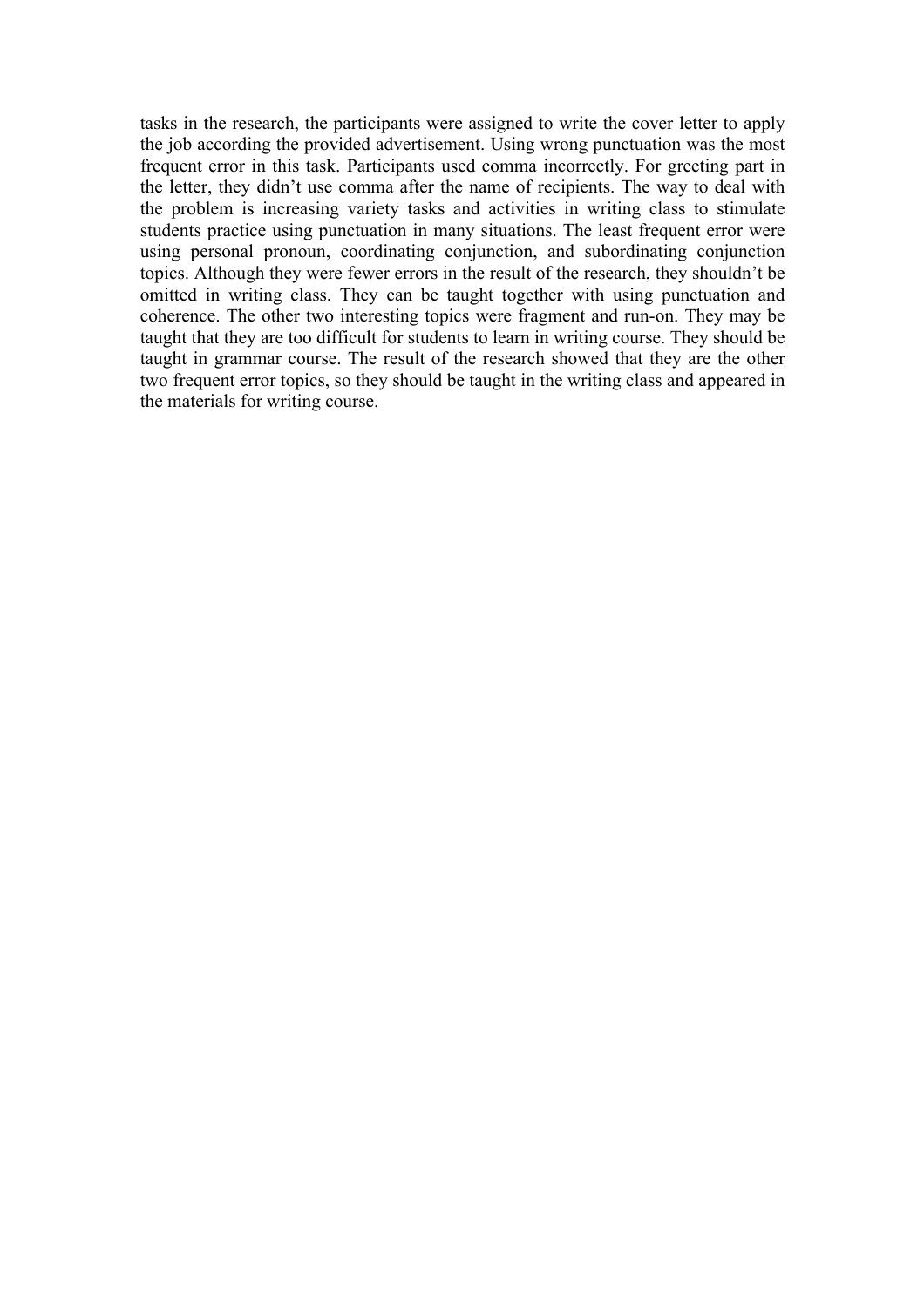tasks in the research, the participants were assigned to write the cover letter to apply the job according the provided advertisement. Using wrong punctuation was the most frequent error in this task. Participants used comma incorrectly. For greeting part in the letter, they didn't use comma after the name of recipients. The way to deal with the problem is increasing variety tasks and activities in writing class to stimulate students practice using punctuation in many situations. The least frequent error were using personal pronoun, coordinating conjunction, and subordinating conjunction topics. Although they were fewer errors in the result of the research, they shouldn't be omitted in writing class. They can be taught together with using punctuation and coherence. The other two interesting topics were fragment and run-on. They may be taught that they are too difficult for students to learn in writing course. They should be taught in grammar course. The result of the research showed that they are the other two frequent error topics, so they should be taught in the writing class and appeared in the materials for writing course.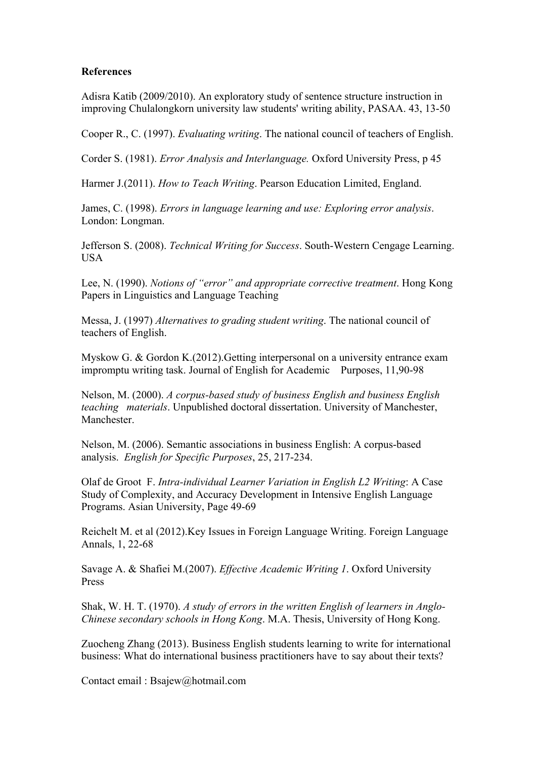**References**

Adisra Katib (2009/2010). An exploratory study of sentence structure instruction in improving Chulalongkorn university law students' writing ability, PASAA. 43, 13-50

Cooper R., C. (1997). *Evaluating writing*. The national council of teachers of English.

Corder S. (1981). *Error Analysis and Interlanguage.* Oxford University Press, p 45

Harmer J.(2011). *How to Teach Writing*. Pearson Education Limited, England.

James, C. (1998). *Errors in language learning and use: Exploring error analysis*. London: Longman.

Jefferson S. (2008). *Technical Writing for Success*. South-Western Cengage Learning. USA

Lee, N. (1990). *Notions of "error" and appropriate corrective treatment*. Hong Kong Papers in Linguistics and Language Teaching

Messa, J. (1997) *Alternatives to grading student writing*. The national council of teachers of English.

Myskow G. & Gordon K.(2012).Getting interpersonal on a university entrance exam impromptu writing task. Journal of English for Academic Purposes, 11,90-98

Nelson, M. (2000). *A corpus-based study of business English and business English teaching materials*. Unpublished doctoral dissertation. University of Manchester, Manchester.

Nelson, M. (2006). Semantic associations in business English: A corpus-based analysis. *English for Specific Purposes*, 25, 217-234.

Olaf de Groot F. *Intra-individual Learner Variation in English L2 Writing*: A Case Study of Complexity, and Accuracy Development in Intensive English Language Programs. Asian University, Page 49-69

Reichelt M. et al (2012).Key Issues in Foreign Language Writing. Foreign Language Annals, 1, 22-68

Savage A. & Shafiei M.(2007). *Effective Academic Writing 1*. Oxford University Press

Shak, W. H. T. (1970). *A study of errors in the written English of learners in Anglo-Chinese secondary schools in Hong Kong*. M.A. Thesis, University of Hong Kong.

Zuocheng Zhang (2013). Business English students learning to write for international business: What do international business practitioners have to say about their texts?

Contact email : Bsajew@hotmail.com